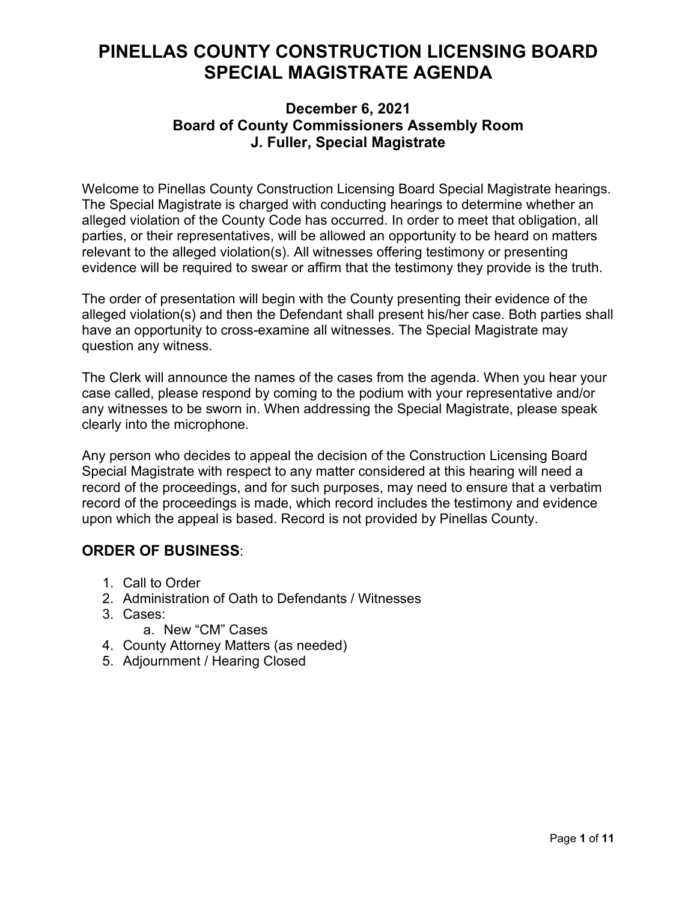# PINELLAS COUNTY CONSTRUCTION LICENSING BOARD SPECIAL MAGISTRATE AGENDA

### December 6, 2021
### Board of County Commissioners Assembly Room
### J. Fuller, Special Magistrate

Welcome to Pinellas County Construction Licensing Board Special Magistrate hearings. The Special Magistrate is charged with conducting hearings to determine whether an alleged violation of the County Code has occurred. In order to meet that obligation, all parties, or their representatives, will be allowed an opportunity to be heard on matters relevant to the alleged violation(s). All witnesses offering testimony or presenting evidence will be required to swear or affirm that the testimony they provide is the truth.

The order of presentation will begin with the County presenting their evidence of the alleged violation(s) and then the Defendant shall present his/her case. Both parties shall have an opportunity to cross-examine all witnesses. The Special Magistrate may question any witness.

The Clerk will announce the names of the cases from the agenda. When you hear your case called, please respond by coming to the podium with your representative and/or any witnesses to be sworn in. When addressing the Special Magistrate, please speak clearly into the microphone.

Any person who decides to appeal the decision of the Construction Licensing Board Special Magistrate with respect to any matter considered at this hearing will need a record of the proceedings, and for such purposes, may need to ensure that a verbatim record of the proceedings is made, which record includes the testimony and evidence upon which the appeal is based. Record is not provided by Pinellas County.

## ORDER OF BUSINESS:

1. Call to Order
2. Administration of Oath to Defendants / Witnesses
3. Cases:
    a. New "CM" Cases
4. County Attorney Matters (as needed)
5. Adjournment / Hearing Closed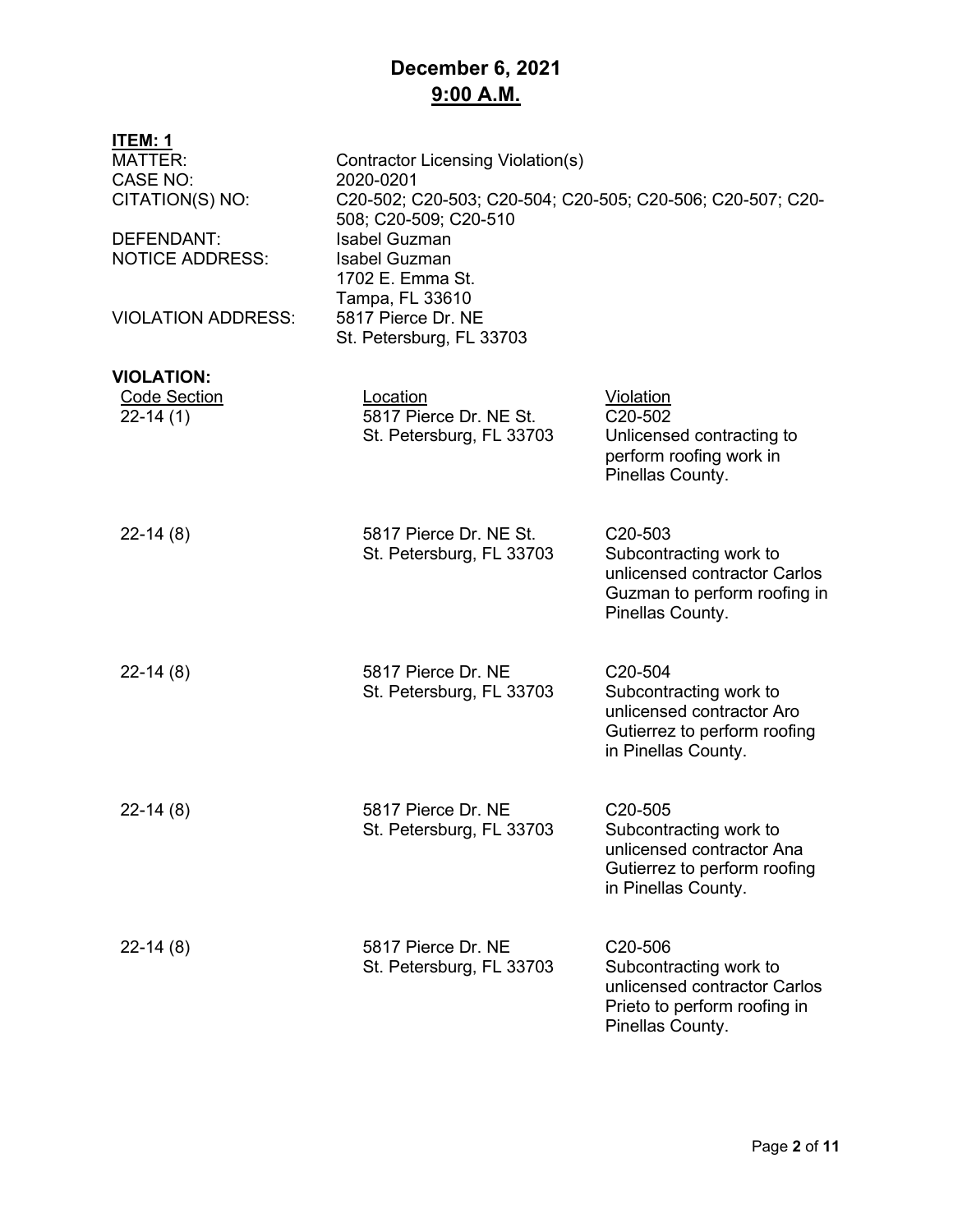# December 6, 2021
## 9:00 A.M.

**ITEM: 1**

MATTER: Contractor Licensing Violation(s)
CASE NO: 2020-0201
CITATION(S) NO: C20-502; C20-503; C20-504; C20-505; C20-506; C20-507; C20-508; C20-509; C20-510
DEFENDANT: Isabel Guzman
NOTICE ADDRESS: Isabel Guzman
1702 E. Emma St.
Tampa, FL 33610
VIOLATION ADDRESS: 5817 Pierce Dr. NE
St. Petersburg, FL 33703

**VIOLATION:**

| Code Section | Location | Violation |
|---|---|---|
| 22-14 (1) | 5817 Pierce Dr. NE St. St. Petersburg, FL 33703 | C20-502 Unlicensed contracting to perform roofing work in Pinellas County. |
| 22-14 (8) | 5817 Pierce Dr. NE St. St. Petersburg, FL 33703 | C20-503 Subcontracting work to unlicensed contractor Carlos Guzman to perform roofing in Pinellas County. |
| 22-14 (8) | 5817 Pierce Dr. NE St. Petersburg, FL 33703 | C20-504 Subcontracting work to unlicensed contractor Aro Gutierrez to perform roofing in Pinellas County. |
| 22-14 (8) | 5817 Pierce Dr. NE St. Petersburg, FL 33703 | C20-505 Subcontracting work to unlicensed contractor Ana Gutierrez to perform roofing in Pinellas County. |
| 22-14 (8) | 5817 Pierce Dr. NE St. Petersburg, FL 33703 | C20-506 Subcontracting work to unlicensed contractor Carlos Prieto to perform roofing in Pinellas County. |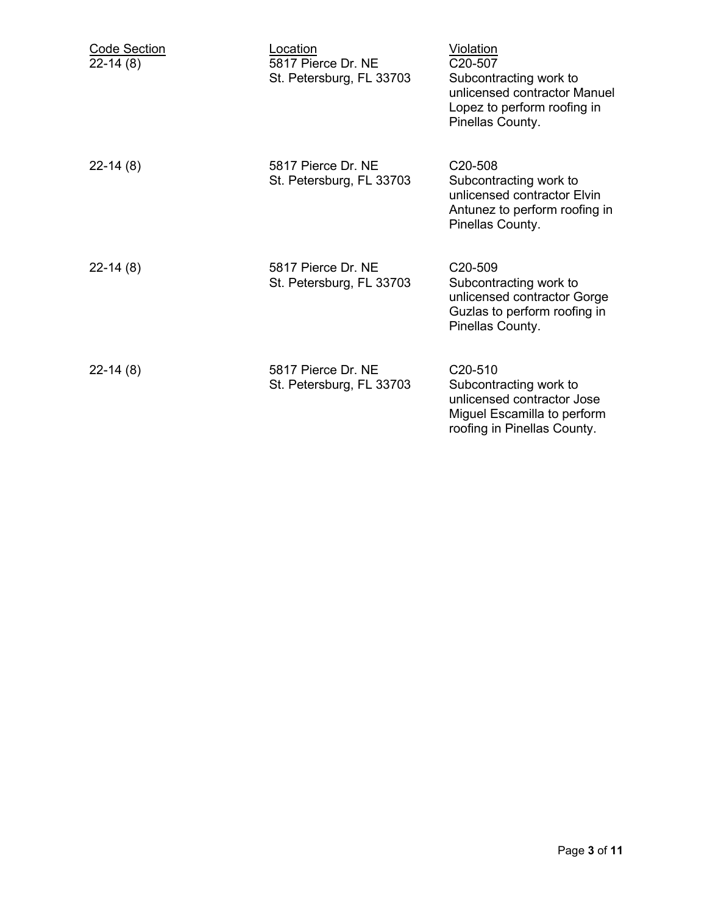| Code Section | Location | Violation |
|---|---|---|
| 22-14 (8) | 5817 Pierce Dr. NE St. Petersburg, FL 33703 | C20-507 Subcontracting work to unlicensed contractor Manuel Lopez to perform roofing in Pinellas County. |
| 22-14 (8) | 5817 Pierce Dr. NE St. Petersburg, FL 33703 | C20-508 Subcontracting work to unlicensed contractor Elvin Antunez to perform roofing in Pinellas County. |
| 22-14 (8) | 5817 Pierce Dr. NE St. Petersburg, FL 33703 | C20-509 Subcontracting work to unlicensed contractor Gorge Guzlas to perform roofing in Pinellas County. |
| 22-14 (8) | 5817 Pierce Dr. NE St. Petersburg, FL 33703 | C20-510 Subcontracting work to unlicensed contractor Jose Miguel Escamilla to perform roofing in Pinellas County. |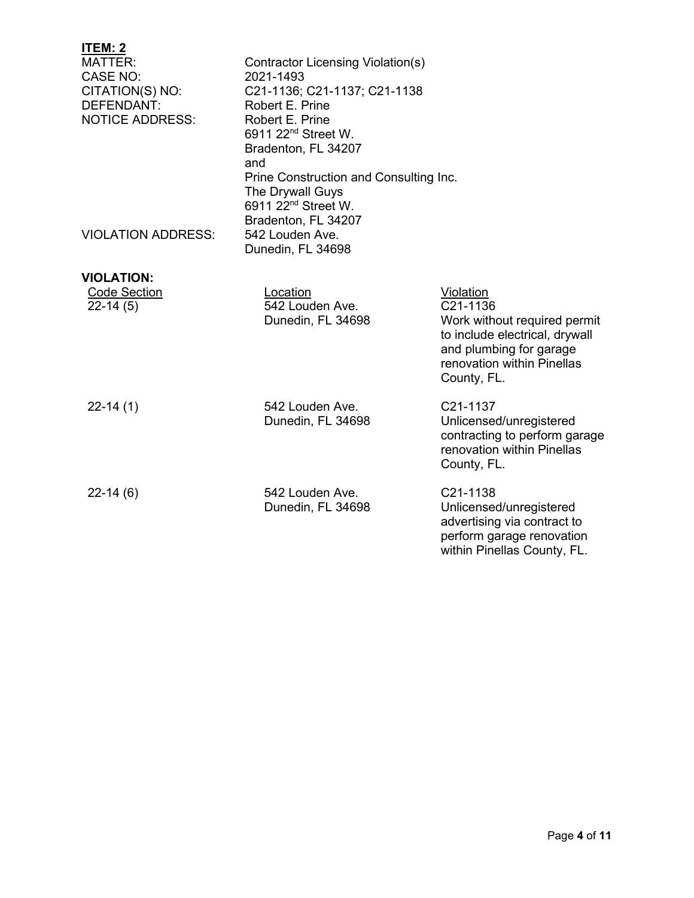**ITEM: 2**

| | |
|---|---|
| MATTER: | Contractor Licensing Violation(s) |
| CASE NO: | 2021-1493 |
| CITATION(S) NO: | C21-1136; C21-1137; C21-1138 |
| DEFENDANT: | Robert E. Prine |
| NOTICE ADDRESS: | Robert E. Prine<br>6911 22nd Street W.<br>Bradenton, FL 34207<br>and<br>Prine Construction and Consulting Inc.<br>The Drywall Guys<br>6911 22nd Street W.<br>Bradenton, FL 34207 |
| VIOLATION ADDRESS: | 542 Louden Ave.<br>Dunedin, FL 34698 |

**VIOLATION:**

| Code Section | Location | Violation |
|---|---|---|
| 22-14 (5) | 542 Louden Ave.<br>Dunedin, FL 34698 | C21-1136<br>Work without required permit to include electrical, drywall and plumbing for garage renovation within Pinellas County, FL. |
| 22-14 (1) | 542 Louden Ave.<br>Dunedin, FL 34698 | C21-1137<br>Unlicensed/unregistered contracting to perform garage renovation within Pinellas County, FL. |
| 22-14 (6) | 542 Louden Ave.<br>Dunedin, FL 34698 | C21-1138<br>Unlicensed/unregistered advertising via contract to perform garage renovation within Pinellas County, FL. |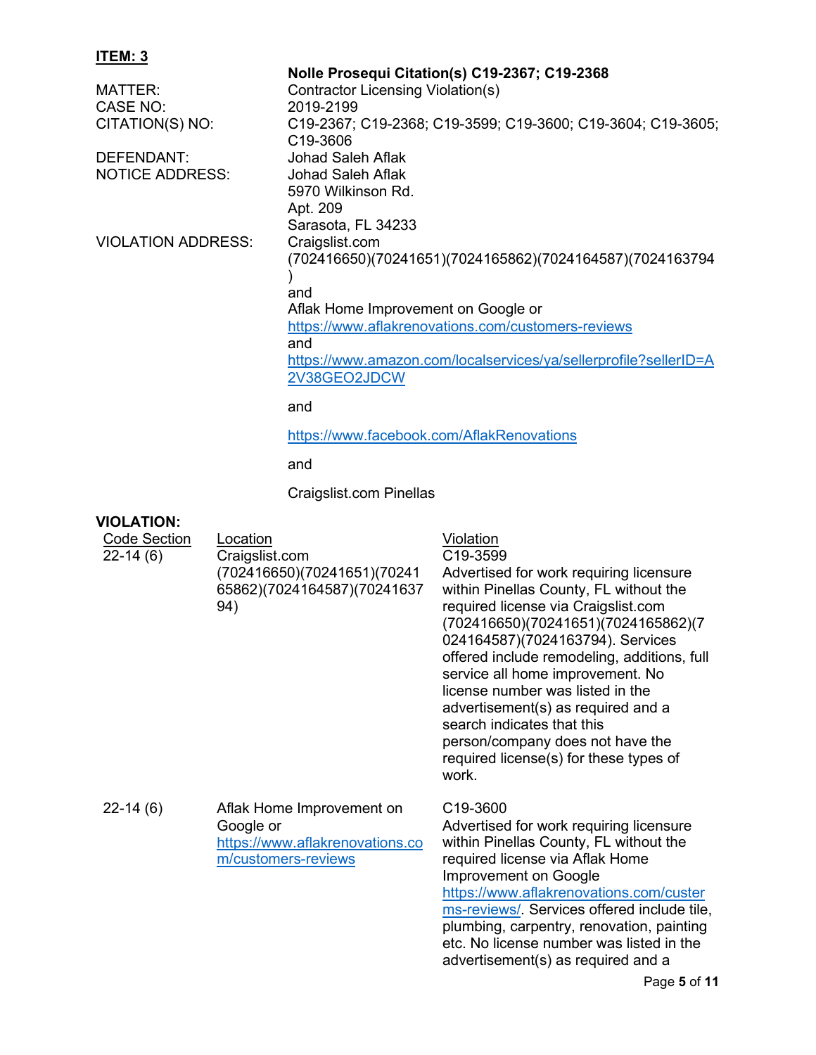**ITEM: 3**

**Nolle Prosequi Citation(s) C19-2367; C19-2368**

| | |
|---|---|
| MATTER: | Contractor Licensing Violation(s) |
| CASE NO: | 2019-2199 |
| CITATION(S) NO: | C19-2367; C19-2368; C19-3599; C19-3600; C19-3604; C19-3605; C19-3606 |
| DEFENDANT: | Johad Saleh Aflak |
| NOTICE ADDRESS: | Johad Saleh Aflak<br>5970 Wilkinson Rd.<br>Apt. 209<br>Sarasota, FL 34233 |
| VIOLATION ADDRESS: | Craigslist.com (702416650)(70241651)(7024165862)(7024164587)(7024163794)<br>and<br>Aflak Home Improvement on Google or https://www.aflakrenovations.com/customers-reviews<br>and<br>https://www.amazon.com/localservices/ya/sellerprofile?sellerID=A2V38GEO2JDCW<br>and<br>https://www.facebook.com/AflakRenovations<br>and<br>Craigslist.com Pinellas |

**VIOLATION:**

| Code Section | Location | Violation |
|---|---|---|
| 22-14 (6) | Craigslist.com (702416650)(70241651)(7024165862)(7024164587)(7024163794) | C19-3599<br>Advertised for work requiring licensure within Pinellas County, FL without the required license via Craigslist.com (702416650)(70241651)(7024165862)(7024164587)(7024163794). Services offered include remodeling, additions, full service all home improvement. No license number was listed in the advertisement(s) as required and a search indicates that this person/company does not have the required license(s) for these types of work. |
| 22-14 (6) | Aflak Home Improvement on Google or https://www.aflakrenovations.com/customers-reviews | C19-3600<br>Advertised for work requiring licensure within Pinellas County, FL without the required license via Aflak Home Improvement on Google https://www.aflakrenovations.com/custerms-reviews/. Services offered include tile, plumbing, carpentry, renovation, painting etc. No license number was listed in the advertisement(s) as required and a |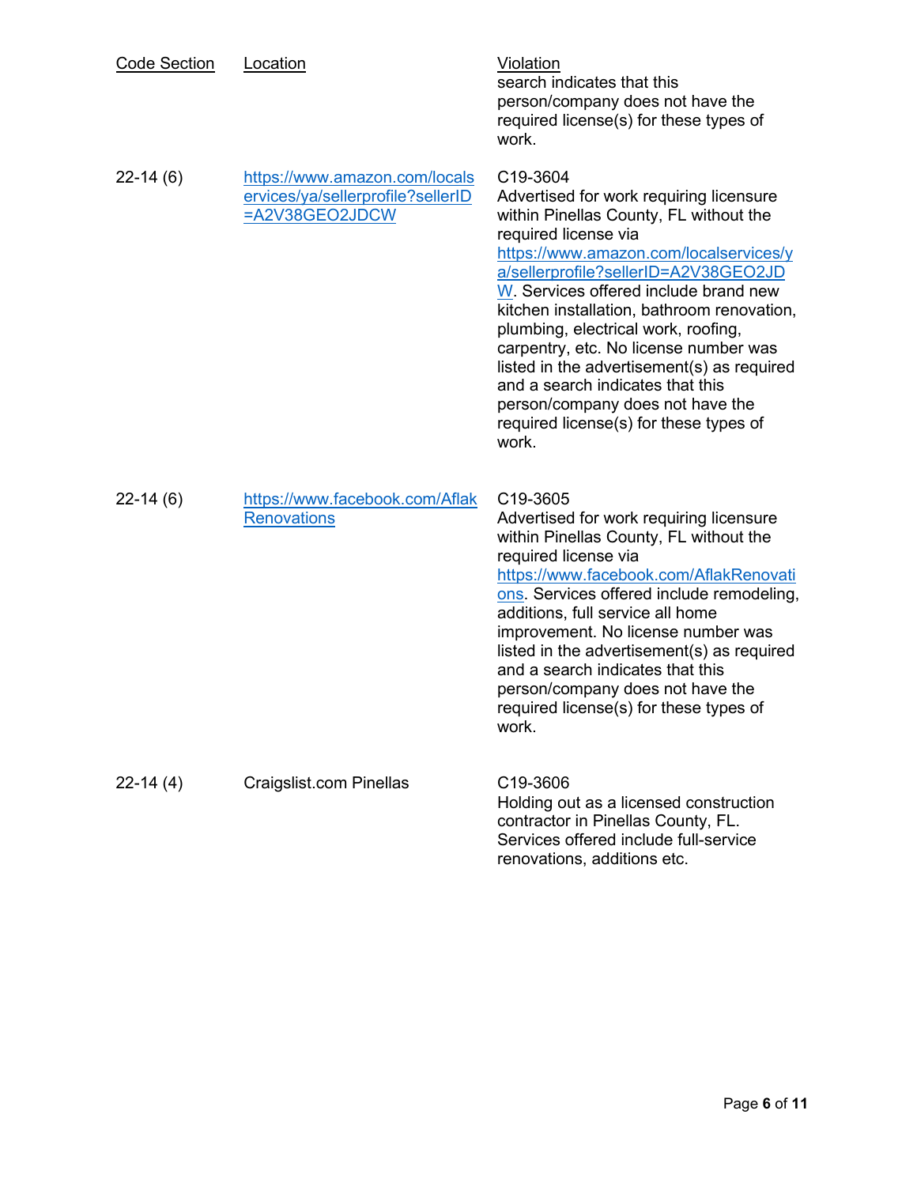| Code Section | Location | Violation |
|---|---|---|
| | | search indicates that this person/company does not have the required license(s) for these types of work. |
| 22-14 (6) | https://www.amazon.com/localservices/ya/sellerprofile?sellerID=A2V38GEO2JDCW | C19-3604 Advertised for work requiring licensure within Pinellas County, FL without the required license via https://www.amazon.com/localservices/ya/sellerprofile?sellerID=A2V38GEO2JDW. Services offered include brand new kitchen installation, bathroom renovation, plumbing, electrical work, roofing, carpentry, etc. No license number was listed in the advertisement(s) as required and a search indicates that this person/company does not have the required license(s) for these types of work. |
| 22-14 (6) | https://www.facebook.com/AflakRenovations | C19-3605 Advertised for work requiring licensure within Pinellas County, FL without the required license via https://www.facebook.com/AflakRenovations. Services offered include remodeling, additions, full service all home improvement. No license number was listed in the advertisement(s) as required and a search indicates that this person/company does not have the required license(s) for these types of work. |
| 22-14 (4) | Craigslist.com Pinellas | C19-3606 Holding out as a licensed construction contractor in Pinellas County, FL. Services offered include full-service renovations, additions etc. |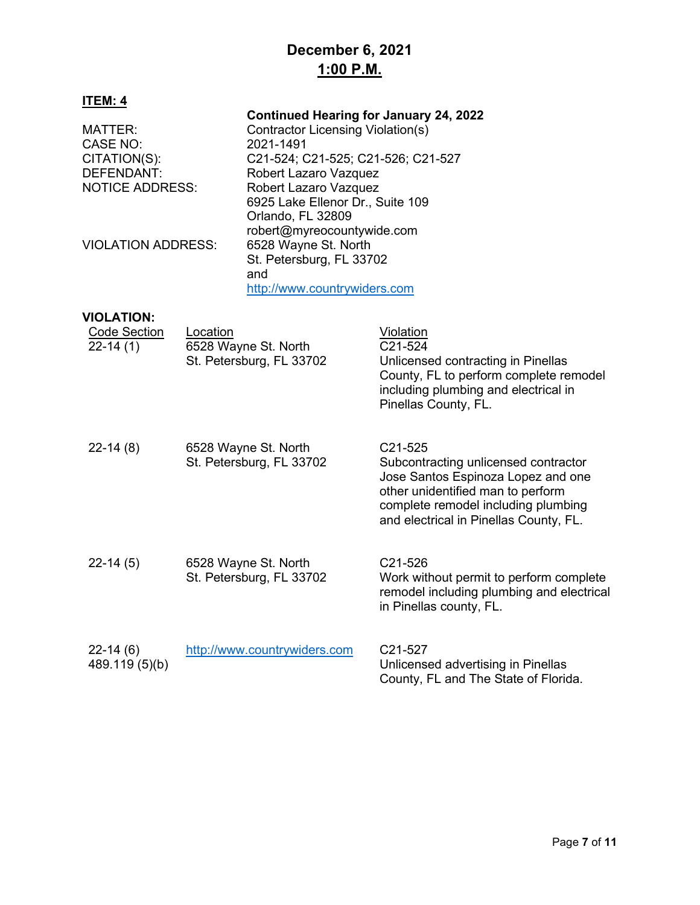# December 6, 2021
## 1:00 P.M.

**ITEM: 4**

| | |
|---|---|
| | **Continued Hearing for January 24, 2022** |
| MATTER: | Contractor Licensing Violation(s) |
| CASE NO: | 2021-1491 |
| CITATION(S): | C21-524; C21-525; C21-526; C21-527 |
| DEFENDANT: | Robert Lazaro Vazquez |
| NOTICE ADDRESS: | Robert Lazaro Vazquez<br>6925 Lake Ellenor Dr., Suite 109<br>Orlando, FL 32809<br>robert@myreocountywide.com |
| VIOLATION ADDRESS: | 6528 Wayne St. North<br>St. Petersburg, FL 33702<br>and<br>http://www.countrywiders.com |

**VIOLATION:**

| Code Section | Location | Violation |
|---|---|---|
| 22-14 (1) | 6528 Wayne St. North<br>St. Petersburg, FL 33702 | C21-524<br>Unlicensed contracting in Pinellas County, FL to perform complete remodel including plumbing and electrical in Pinellas County, FL. |
| 22-14 (8) | 6528 Wayne St. North<br>St. Petersburg, FL 33702 | C21-525<br>Subcontracting unlicensed contractor Jose Santos Espinoza Lopez and one other unidentified man to perform complete remodel including plumbing and electrical in Pinellas County, FL. |
| 22-14 (5) | 6528 Wayne St. North<br>St. Petersburg, FL 33702 | C21-526<br>Work without permit to perform complete remodel including plumbing and electrical in Pinellas county, FL. |
| 22-14 (6)<br>489.119 (5)(b) | http://www.countrywiders.com | C21-527<br>Unlicensed advertising in Pinellas County, FL and The State of Florida. |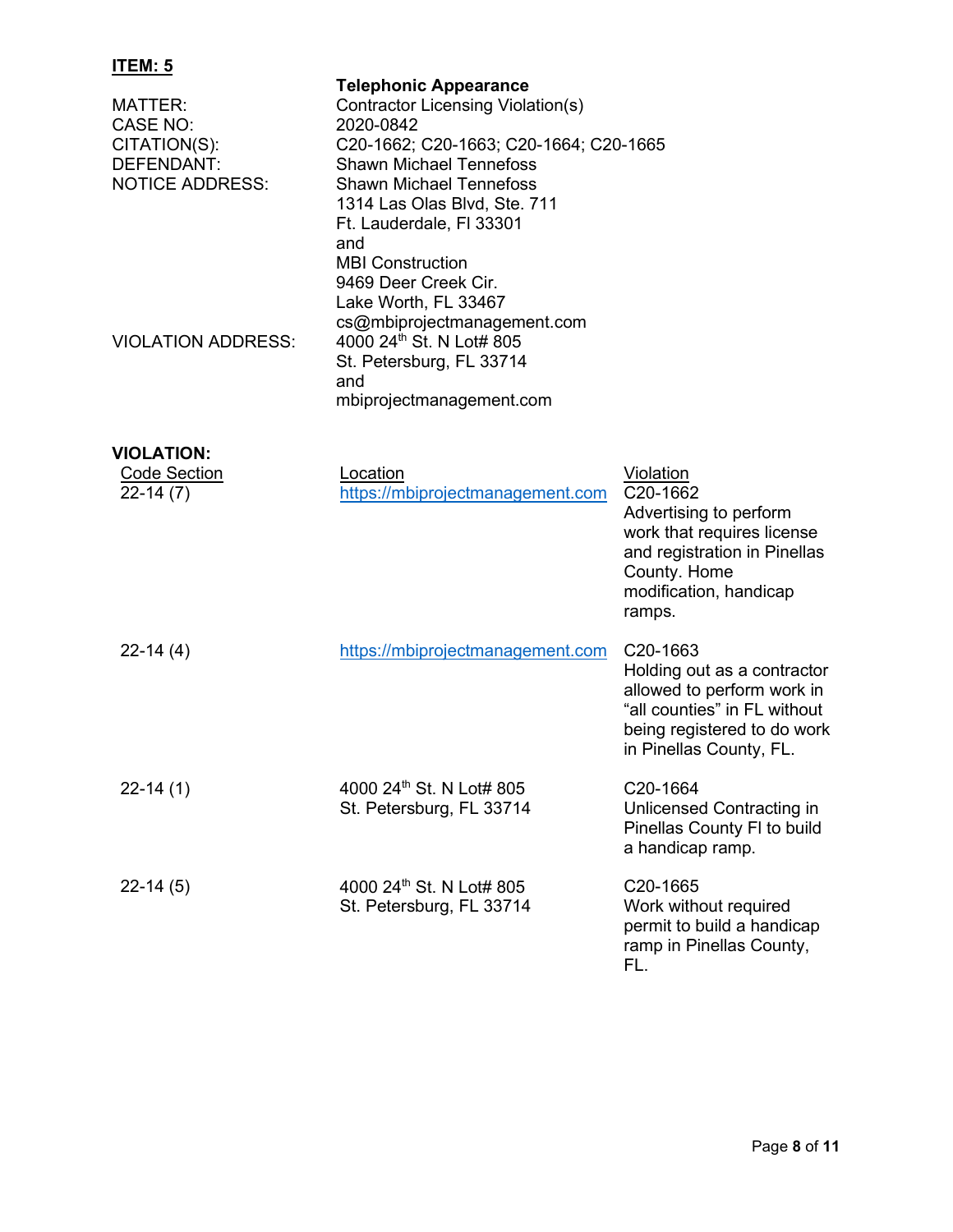**ITEM: 5**

| | |
|---|---|
| | **Telephonic Appearance** |
| MATTER: | Contractor Licensing Violation(s) |
| CASE NO: | 2020-0842 |
| CITATION(S): | C20-1662; C20-1663; C20-1664; C20-1665 |
| DEFENDANT: | Shawn Michael Tennefoss |
| NOTICE ADDRESS: | Shawn Michael Tennefoss<br>1314 Las Olas Blvd, Ste. 711<br>Ft. Lauderdale, Fl 33301<br>and<br>MBI Construction<br>9469 Deer Creek Cir.<br>Lake Worth, FL 33467<br>cs@mbiprojectmanagement.com |
| VIOLATION ADDRESS: | 4000 24th St. N Lot# 805<br>St. Petersburg, FL 33714<br>and<br>mbiprojectmanagement.com |

**VIOLATION:**

| Code Section | Location | Violation |
|---|---|---|
| 22-14 (7) | https://mbiprojectmanagement.com | C20-1662<br>Advertising to perform work that requires license and registration in Pinellas County. Home modification, handicap ramps. |
| 22-14 (4) | https://mbiprojectmanagement.com | C20-1663<br>Holding out as a contractor allowed to perform work in "all counties" in FL without being registered to do work in Pinellas County, FL. |
| 22-14 (1) | 4000 24th St. N Lot# 805<br>St. Petersburg, FL 33714 | C20-1664<br>Unlicensed Contracting in Pinellas County Fl to build a handicap ramp. |
| 22-14 (5) | 4000 24th St. N Lot# 805<br>St. Petersburg, FL 33714 | C20-1665<br>Work without required permit to build a handicap ramp in Pinellas County, FL. |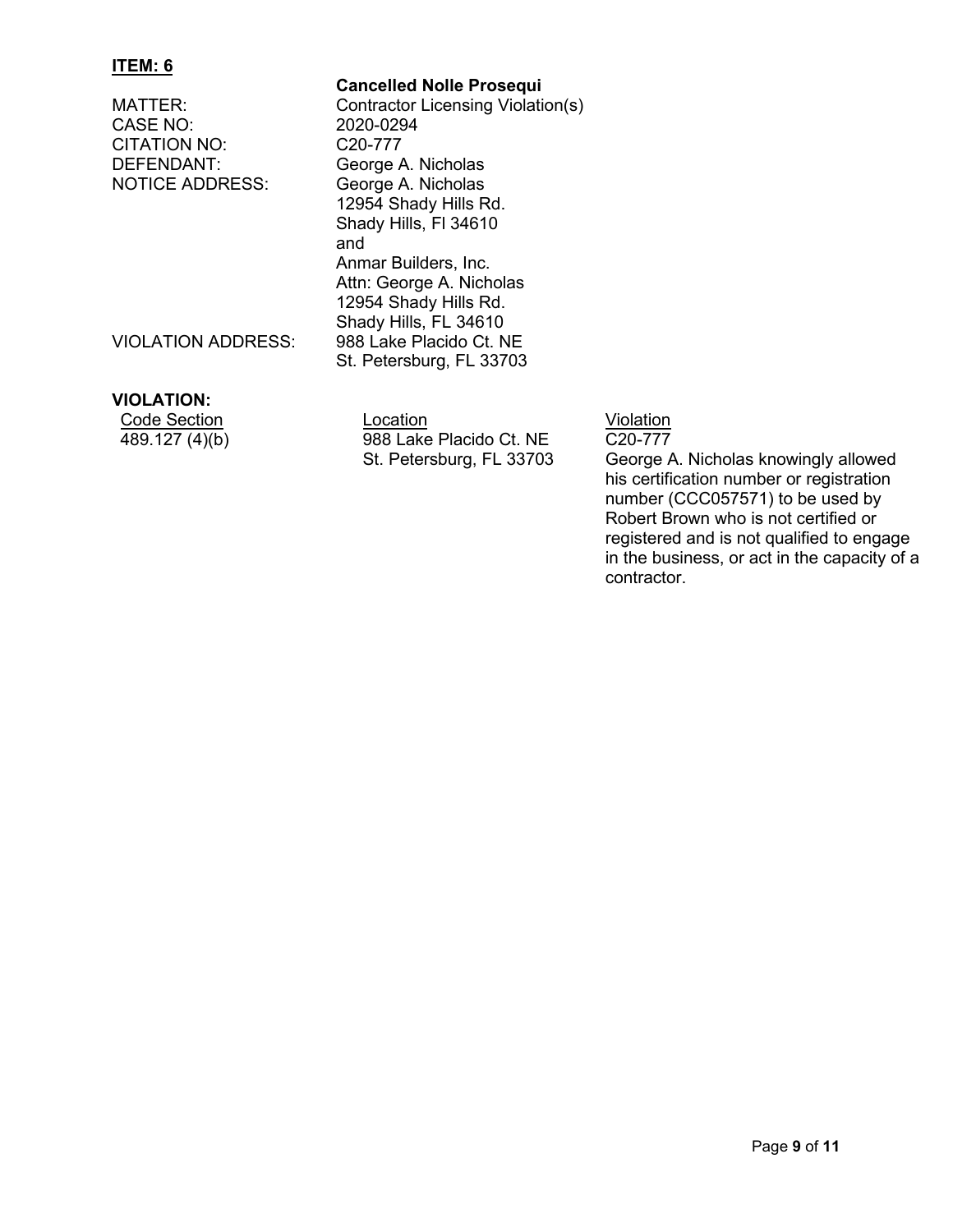**ITEM: 6**

| | **Cancelled Nolle Prosequi** |
|---|---|
| MATTER: | Contractor Licensing Violation(s) |
| CASE NO: | 2020-0294 |
| CITATION NO: | C20-777 |
| DEFENDANT: | George A. Nicholas |
| NOTICE ADDRESS: | George A. Nicholas<br>12954 Shady Hills Rd.<br>Shady Hills, Fl 34610<br>and<br>Anmar Builders, Inc.<br>Attn: George A. Nicholas<br>12954 Shady Hills Rd.<br>Shady Hills, FL 34610 |
| VIOLATION ADDRESS: | 988 Lake Placido Ct. NE<br>St. Petersburg, FL 33703 |

**VIOLATION:**

| Code Section | Location | Violation |
|---|---|---|
| 489.127 (4)(b) | 988 Lake Placido Ct. NE<br>St. Petersburg, FL 33703 | C20-777<br>George A. Nicholas knowingly allowed his certification number or registration number (CCC057571) to be used by Robert Brown who is not certified or registered and is not qualified to engage in the business, or act in the capacity of a contractor. |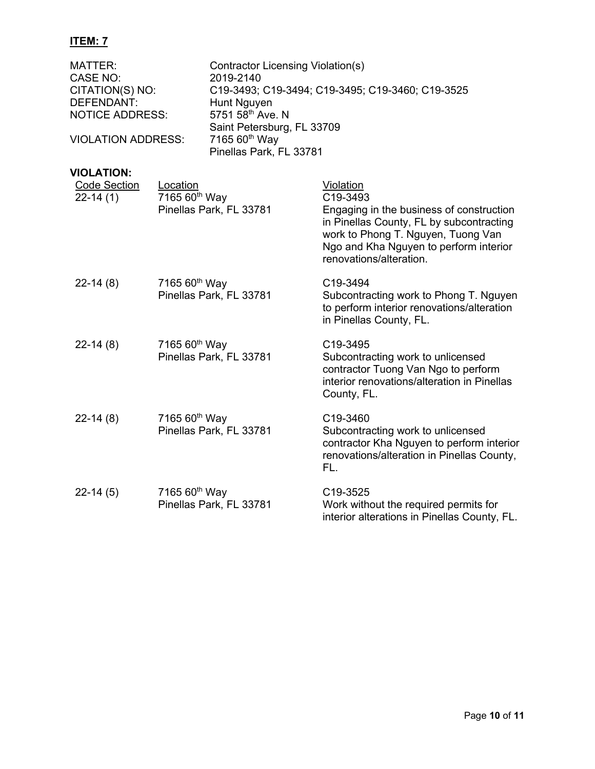**ITEM: 7**

| | |
|---|---|
| MATTER: | Contractor Licensing Violation(s) |
| CASE NO: | 2019-2140 |
| CITATION(S) NO: | C19-3493; C19-3494; C19-3495; C19-3460; C19-3525 |
| DEFENDANT: | Hunt Nguyen |
| NOTICE ADDRESS: | 5751 58th Ave. N<br>Saint Petersburg, FL 33709 |
| VIOLATION ADDRESS: | 7165 60th Way<br>Pinellas Park, FL 33781 |

**VIOLATION:**

| Code Section | Location | Violation |
|---|---|---|
| 22-14 (1) | 7165 60th Way<br>Pinellas Park, FL 33781 | C19-3493<br>Engaging in the business of construction in Pinellas County, FL by subcontracting work to Phong T. Nguyen, Tuong Van Ngo and Kha Nguyen to perform interior renovations/alteration. |
| 22-14 (8) | 7165 60th Way<br>Pinellas Park, FL 33781 | C19-3494<br>Subcontracting work to Phong T. Nguyen to perform interior renovations/alteration in Pinellas County, FL. |
| 22-14 (8) | 7165 60th Way<br>Pinellas Park, FL 33781 | C19-3495<br>Subcontracting work to unlicensed contractor Tuong Van Ngo to perform interior renovations/alteration in Pinellas County, FL. |
| 22-14 (8) | 7165 60th Way<br>Pinellas Park, FL 33781 | C19-3460<br>Subcontracting work to unlicensed contractor Kha Nguyen to perform interior renovations/alteration in Pinellas County, FL. |
| 22-14 (5) | 7165 60th Way<br>Pinellas Park, FL 33781 | C19-3525<br>Work without the required permits for interior alterations in Pinellas County, FL. |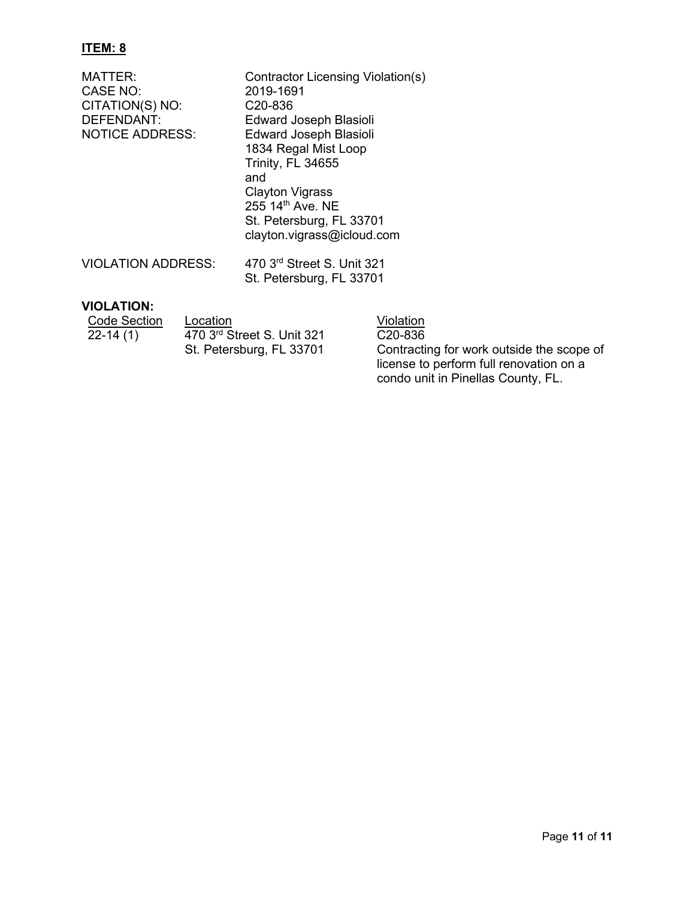**ITEM: 8**

| | |
|---|---|
| MATTER: | Contractor Licensing Violation(s) |
| CASE NO: | 2019-1691 |
| CITATION(S) NO: | C20-836 |
| DEFENDANT: | Edward Joseph Blasioli |
| NOTICE ADDRESS: | Edward Joseph Blasioli<br>1834 Regal Mist Loop<br>Trinity, FL 34655<br>and<br>Clayton Vigrass<br>255 14th Ave. NE<br>St. Petersburg, FL 33701<br>clayton.vigrass@icloud.com |
| VIOLATION ADDRESS: | 470 3rd Street S. Unit 321<br>St. Petersburg, FL 33701 |

**VIOLATION:**

| Code Section | Location | Violation |
|---|---|---|
| 22-14 (1) | 470 3rd Street S. Unit 321<br>St. Petersburg, FL 33701 | C20-836<br>Contracting for work outside the scope of license to perform full renovation on a condo unit in Pinellas County, FL. |